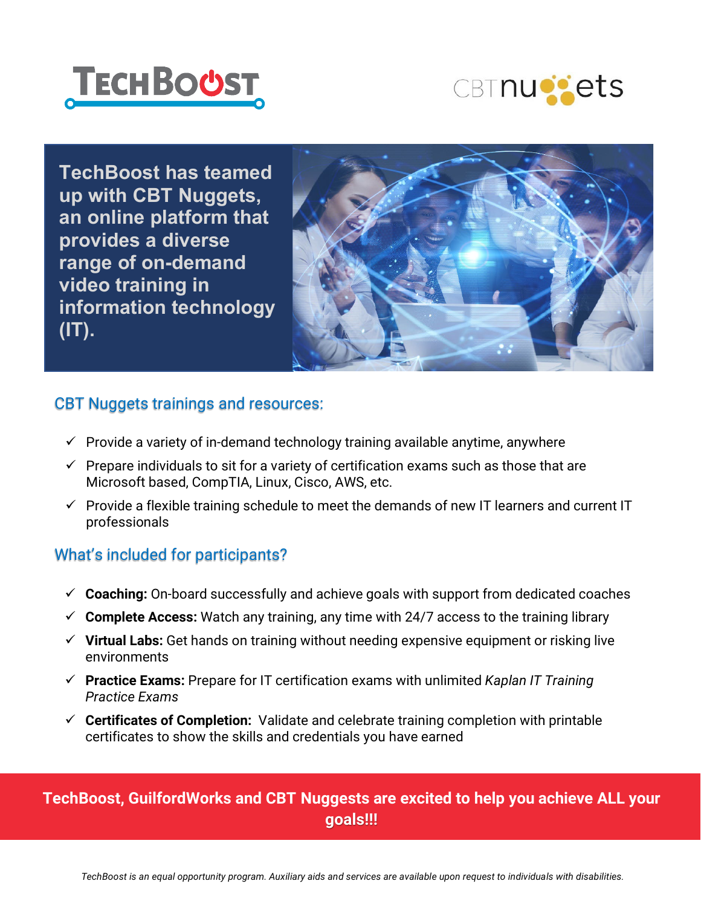TECHBOOST

CBT nuggets

**TechBoost has teamed up with CBT Nuggets, an online platform that provides a diverse range of on-demand video training in information technology (IT).**

## CBT Nuggets trainings and resources:

- ✓ Provide a variety of in-demand technology training available anytime, anywhere
- ✓ Prepare individuals to sit for a variety of certification exams such as those that are Microsoft based, CompTIA, Linux, Cisco, AWS, etc.
- ✓ Provide a flexible training schedule to meet the demands of new IT learners and current IT professionals

## What's included for participants?

- ✓ **Coaching:** On-board successfully and achieve goals with support from dedicated coaches
- ✓ **Complete Access:** Watch any training, any time with 24/7 access to the training library
- ✓ **Virtual Labs:** Get hands on training without needing expensive equipment or risking live environments
- ✓ **Practice Exams:** Prepare for IT certification exams with unlimited *Kaplan IT Training Practice Exams*
- ✓ **Certificates of Completion:** Validate and celebrate training completion with printable certificates to show the skills and credentials you have earned

**TechBoost, GuilfordWorks and CBT Nuggests are excited to help you achieve ALL your goals!!!**

*TechBoost is an equal opportunity program. Auxiliary aids and services are available upon request to individuals with disabilities.*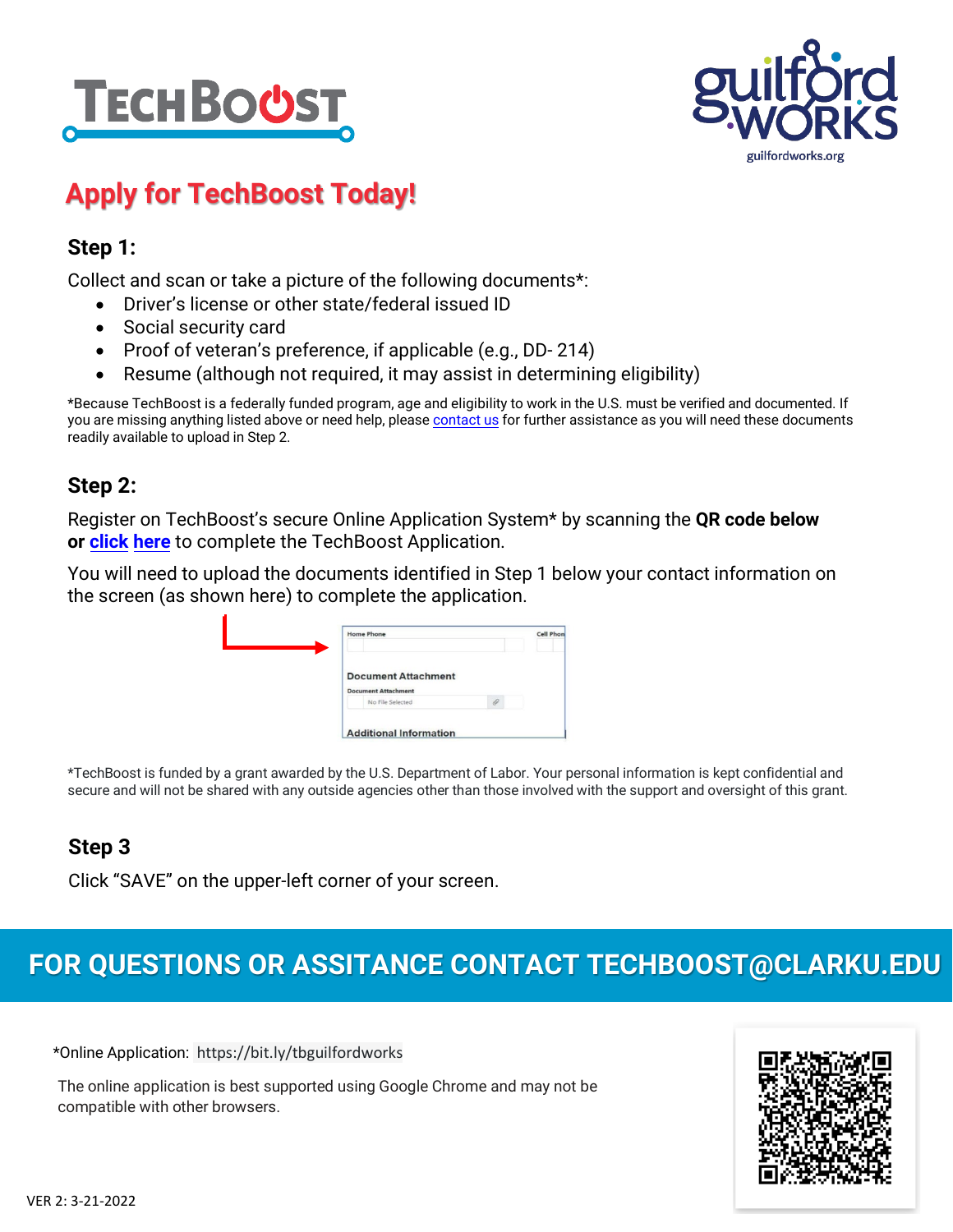TECHBOOST

guilford WORKS
guildfordworks.org

# Apply for TechBoost Today!

## Step 1:

Collect and scan or take a picture of the following documents*:

- Driver's license or other state/federal issued ID
- Social security card
- Proof of veteran's preference, if applicable (e.g., DD- 214)
- Resume (although not required, it may assist in determining eligibility)

*Because TechBoost is a federally funded program, age and eligibility to work in the U.S. must be verified and documented. If you are missing anything listed above or need help, please contact us for further assistance as you will need these documents readily available to upload in Step 2.

## Step 2:

Register on TechBoost's secure Online Application System* by scanning the **QR code below or click here** to complete the TechBoost Application.

You will need to upload the documents identified in Step 1 below your contact information on the screen (as shown here) to complete the application.

Home Phone

Cell Phon

Document Attachment

Document Attachment

No File Selected

Additional Information

*TechBoost is funded by a grant awarded by the U.S. Department of Labor. Your personal information is kept confidential and secure and will not be shared with any outside agencies other than those involved with the support and oversight of this grant.

## Step 3

Click "SAVE" on the upper-left corner of your screen.

**FOR QUESTIONS OR ASSITANCE CONTACT TECHBOOST@CLARKU.EDU**

*Online Application: https://bit.ly/tbguilfordworks

The online application is best supported using Google Chrome and may not be compatible with other browsers.

VER 2: 3-21-2022